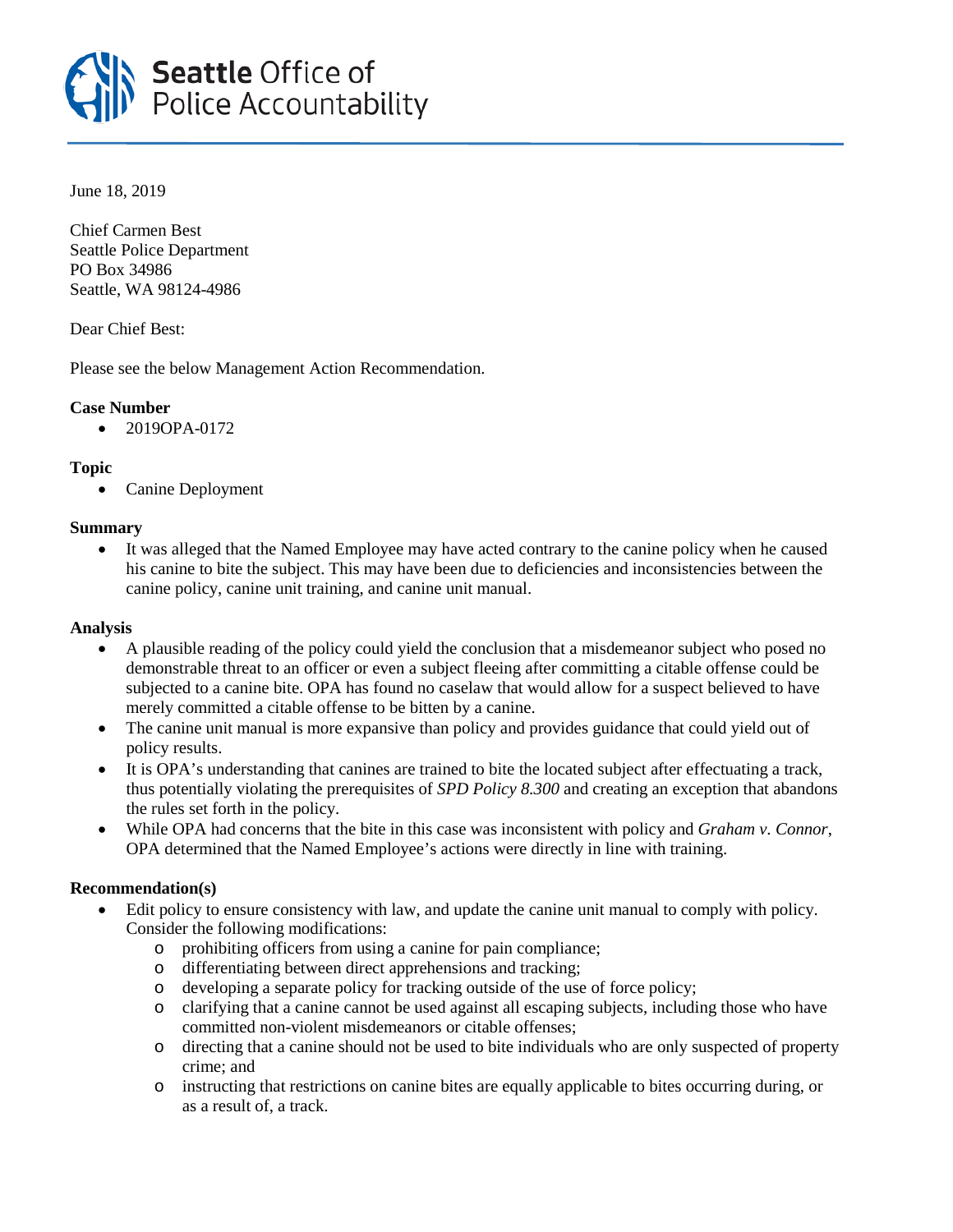**Seattle** Office of
Police Accountability

June 18, 2019

Chief Carmen Best
Seattle Police Department
PO Box 34986
Seattle, WA 98124-4986

Dear Chief Best:

Please see the below Management Action Recommendation.

**Case Number**

- 2019OPA-0172

**Topic**

- Canine Deployment

**Summary**

- It was alleged that the Named Employee may have acted contrary to the canine policy when he caused his canine to bite the subject. This may have been due to deficiencies and inconsistencies between the canine policy, canine unit training, and canine unit manual.

**Analysis**

- A plausible reading of the policy could yield the conclusion that a misdemeanor subject who posed no demonstrable threat to an officer or even a subject fleeing after committing a citable offense could be subjected to a canine bite. OPA has found no caselaw that would allow for a suspect believed to have merely committed a citable offense to be bitten by a canine.
- The canine unit manual is more expansive than policy and provides guidance that could yield out of policy results.
- It is OPA's understanding that canines are trained to bite the located subject after effectuating a track, thus potentially violating the prerequisites of *SPD Policy 8.300* and creating an exception that abandons the rules set forth in the policy.
- While OPA had concerns that the bite in this case was inconsistent with policy and *Graham v. Connor*, OPA determined that the Named Employee's actions were directly in line with training.

**Recommendation(s)**

- Edit policy to ensure consistency with law, and update the canine unit manual to comply with policy. Consider the following modifications:
  - prohibiting officers from using a canine for pain compliance;
  - differentiating between direct apprehensions and tracking;
  - developing a separate policy for tracking outside of the use of force policy;
  - clarifying that a canine cannot be used against all escaping subjects, including those who have committed non-violent misdemeanors or citable offenses;
  - directing that a canine should not be used to bite individuals who are only suspected of property crime; and
  - instructing that restrictions on canine bites are equally applicable to bites occurring during, or as a result of, a track.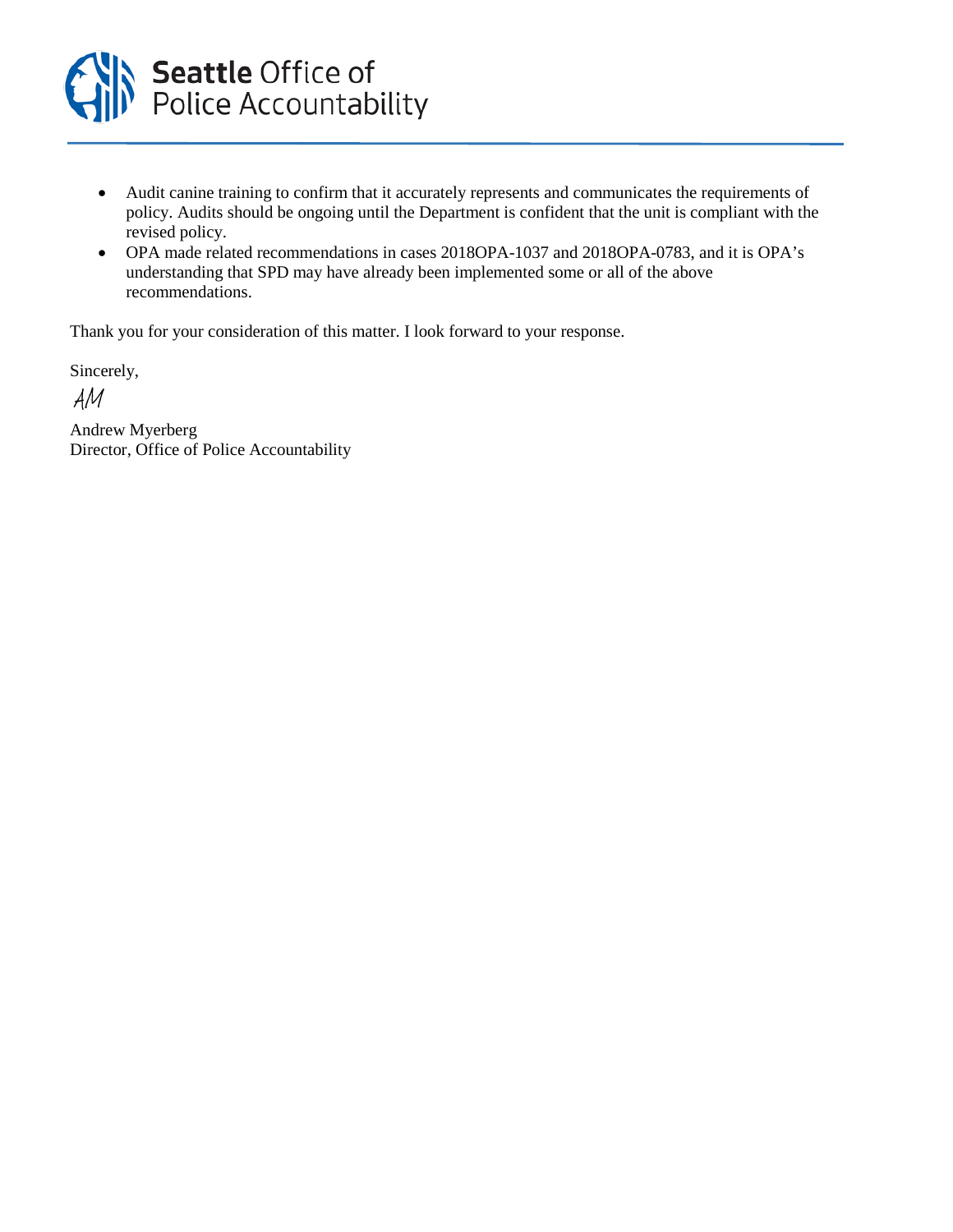- Audit canine training to confirm that it accurately represents and communicates the requirements of policy. Audits should be ongoing until the Department is confident that the unit is compliant with the revised policy.
- OPA made related recommendations in cases 2018OPA-1037 and 2018OPA-0783, and it is OPA's understanding that SPD may have already been implemented some or all of the above recommendations.

Thank you for your consideration of this matter. I look forward to your response.

Sincerely,

AM

Andrew Myerberg
Director, Office of Police Accountability